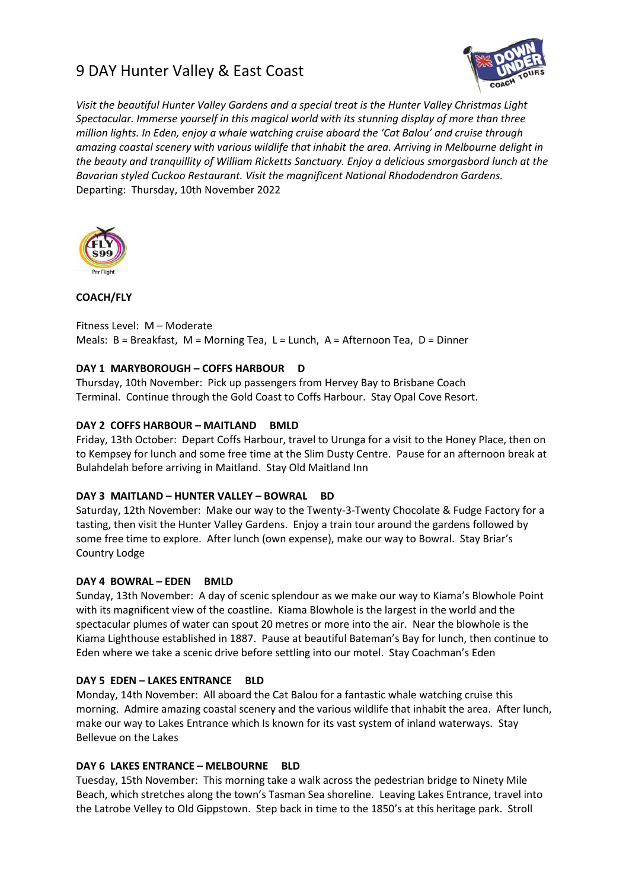# 9 DAY Hunter Valley & East Coast

*Visit the beautiful Hunter Valley Gardens and a special treat is the Hunter Valley Christmas Light Spectacular. Immerse yourself in this magical world with its stunning display of more than three million lights. In Eden, enjoy a whale watching cruise aboard the 'Cat Balou' and cruise through amazing coastal scenery with various wildlife that inhabit the area. Arriving in Melbourne delight in the beauty and tranquillity of William Ricketts Sanctuary. Enjoy a delicious smorgasbord lunch at the Bavarian styled Cuckoo Restaurant. Visit the magnificent National Rhododendron Gardens.*

Departing: Thursday, 10th November 2022

**COACH/FLY**

Fitness Level: M – Moderate

Meals: B = Breakfast, M = Morning Tea, L = Lunch, A = Afternoon Tea, D = Dinner

**DAY 1 MARYBOROUGH – COFFS HARBOUR D**

Thursday, 10th November: Pick up passengers from Hervey Bay to Brisbane Coach Terminal. Continue through the Gold Coast to Coffs Harbour. Stay Opal Cove Resort.

**DAY 2 COFFS HARBOUR – MAITLAND BMLD**

Friday, 13th October: Depart Coffs Harbour, travel to Urunga for a visit to the Honey Place, then on to Kempsey for lunch and some free time at the Slim Dusty Centre. Pause for an afternoon break at Bulahdelah before arriving in Maitland. Stay Old Maitland Inn

**DAY 3 MAITLAND – HUNTER VALLEY – BOWRAL BD**

Saturday, 12th November: Make our way to the Twenty-3-Twenty Chocolate & Fudge Factory for a tasting, then visit the Hunter Valley Gardens. Enjoy a train tour around the gardens followed by some free time to explore. After lunch (own expense), make our way to Bowral. Stay Briar's Country Lodge

**DAY 4 BOWRAL – EDEN BMLD**

Sunday, 13th November: A day of scenic splendour as we make our way to Kiama's Blowhole Point with its magnificent view of the coastline. Kiama Blowhole is the largest in the world and the spectacular plumes of water can spout 20 metres or more into the air. Near the blowhole is the Kiama Lighthouse established in 1887. Pause at beautiful Bateman's Bay for lunch, then continue to Eden where we take a scenic drive before settling into our motel. Stay Coachman's Eden

**DAY 5 EDEN – LAKES ENTRANCE BLD**

Monday, 14th November: All aboard the Cat Balou for a fantastic whale watching cruise this morning. Admire amazing coastal scenery and the various wildlife that inhabit the area. After lunch, make our way to Lakes Entrance which Is known for its vast system of inland waterways. Stay Bellevue on the Lakes

**DAY 6 LAKES ENTRANCE – MELBOURNE BLD**

Tuesday, 15th November: This morning take a walk across the pedestrian bridge to Ninety Mile Beach, which stretches along the town's Tasman Sea shoreline. Leaving Lakes Entrance, travel into the Latrobe Velley to Old Gippstown. Step back in time to the 1850's at this heritage park. Stroll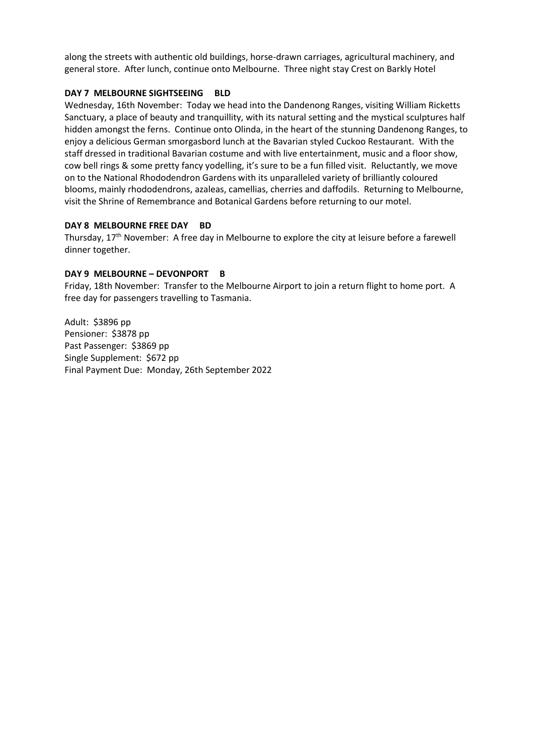along the streets with authentic old buildings, horse-drawn carriages, agricultural machinery, and general store. After lunch, continue onto Melbourne. Three night stay Crest on Barkly Hotel

**DAY 7 MELBOURNE SIGHTSEEING BLD**

Wednesday, 16th November: Today we head into the Dandenong Ranges, visiting William Ricketts Sanctuary, a place of beauty and tranquillity, with its natural setting and the mystical sculptures half hidden amongst the ferns. Continue onto Olinda, in the heart of the stunning Dandenong Ranges, to enjoy a delicious German smorgasbord lunch at the Bavarian styled Cuckoo Restaurant. With the staff dressed in traditional Bavarian costume and with live entertainment, music and a floor show, cow bell rings & some pretty fancy yodelling, it's sure to be a fun filled visit. Reluctantly, we move on to the National Rhododendron Gardens with its unparalleled variety of brilliantly coloured blooms, mainly rhododendrons, azaleas, camellias, cherries and daffodils. Returning to Melbourne, visit the Shrine of Remembrance and Botanical Gardens before returning to our motel.

**DAY 8 MELBOURNE FREE DAY BD**

Thursday, 17th November: A free day in Melbourne to explore the city at leisure before a farewell dinner together.

**DAY 9 MELBOURNE – DEVONPORT B**

Friday, 18th November: Transfer to the Melbourne Airport to join a return flight to home port. A free day for passengers travelling to Tasmania.

Adult: $3896 pp
Pensioner: $3878 pp
Past Passenger: $3869 pp
Single Supplement: $672 pp
Final Payment Due: Monday, 26th September 2022